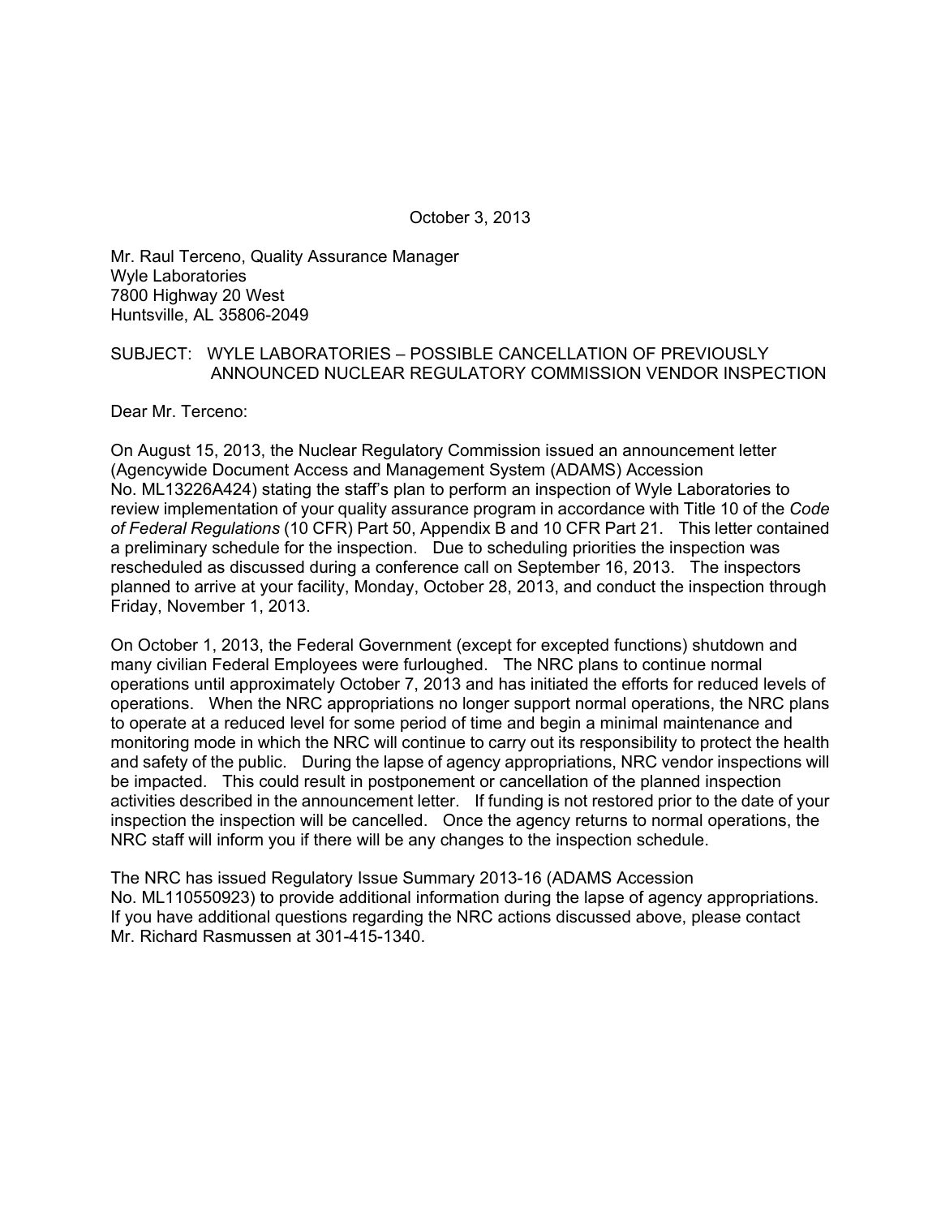October 3, 2013

Mr. Raul Terceno, Quality Assurance Manager
Wyle Laboratories
7800 Highway 20 West
Huntsville, AL 35806-2049

SUBJECT: WYLE LABORATORIES – POSSIBLE CANCELLATION OF PREVIOUSLY ANNOUNCED NUCLEAR REGULATORY COMMISSION VENDOR INSPECTION

Dear Mr. Terceno:

On August 15, 2013, the Nuclear Regulatory Commission issued an announcement letter (Agencywide Document Access and Management System (ADAMS) Accession No. ML13226A424) stating the staff's plan to perform an inspection of Wyle Laboratories to review implementation of your quality assurance program in accordance with Title 10 of the *Code of Federal Regulations* (10 CFR) Part 50, Appendix B and 10 CFR Part 21. This letter contained a preliminary schedule for the inspection. Due to scheduling priorities the inspection was rescheduled as discussed during a conference call on September 16, 2013. The inspectors planned to arrive at your facility, Monday, October 28, 2013, and conduct the inspection through Friday, November 1, 2013.

On October 1, 2013, the Federal Government (except for excepted functions) shutdown and many civilian Federal Employees were furloughed. The NRC plans to continue normal operations until approximately October 7, 2013 and has initiated the efforts for reduced levels of operations. When the NRC appropriations no longer support normal operations, the NRC plans to operate at a reduced level for some period of time and begin a minimal maintenance and monitoring mode in which the NRC will continue to carry out its responsibility to protect the health and safety of the public. During the lapse of agency appropriations, NRC vendor inspections will be impacted. This could result in postponement or cancellation of the planned inspection activities described in the announcement letter. If funding is not restored prior to the date of your inspection the inspection will be cancelled. Once the agency returns to normal operations, the NRC staff will inform you if there will be any changes to the inspection schedule.

The NRC has issued Regulatory Issue Summary 2013-16 (ADAMS Accession No. ML110550923) to provide additional information during the lapse of agency appropriations. If you have additional questions regarding the NRC actions discussed above, please contact Mr. Richard Rasmussen at 301-415-1340.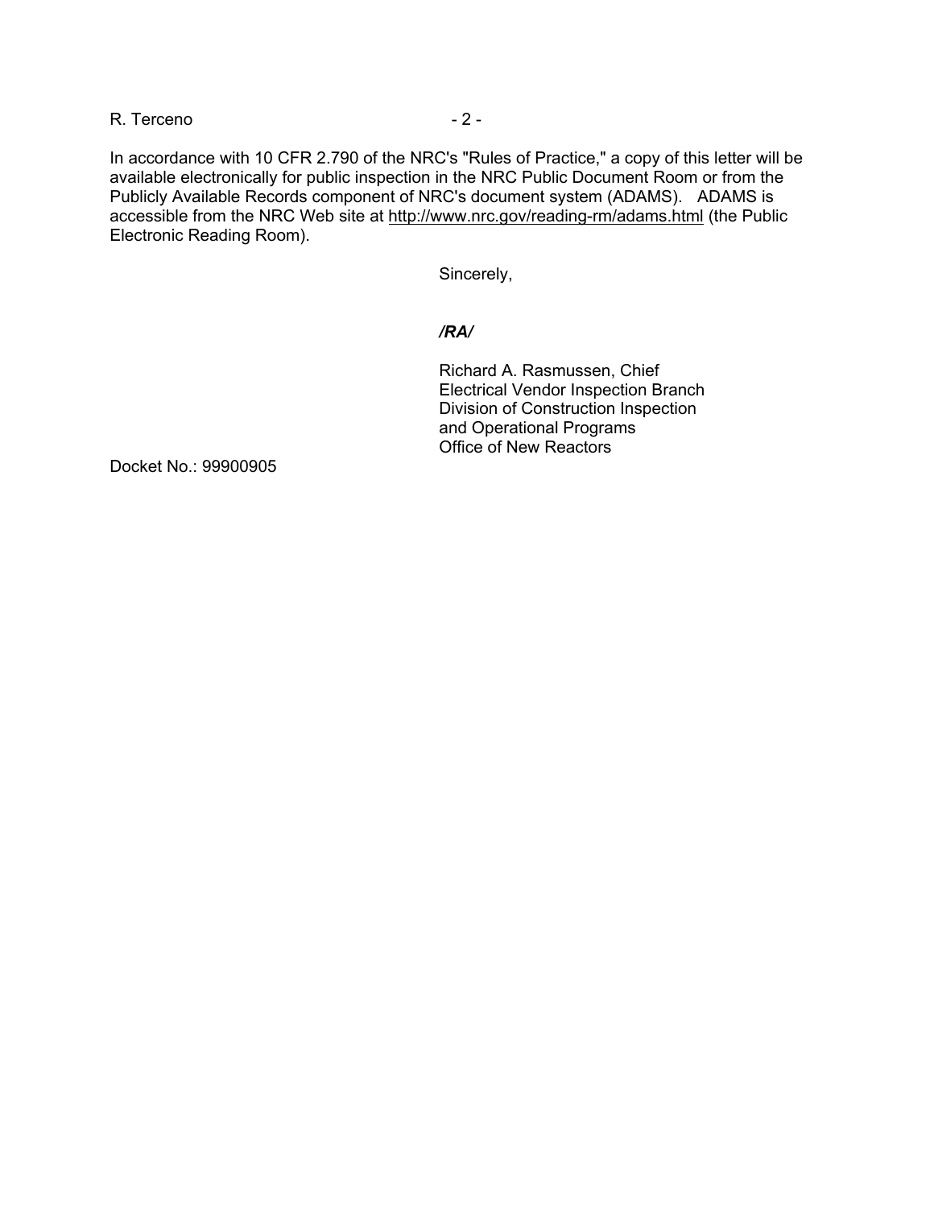In accordance with 10 CFR 2.790 of the NRC's "Rules of Practice," a copy of this letter will be available electronically for public inspection in the NRC Public Document Room or from the Publicly Available Records component of NRC's document system (ADAMS). ADAMS is accessible from the NRC Web site at http://www.nrc.gov/reading-rm/adams.html (the Public Electronic Reading Room).

Sincerely,

*/RA/*

Richard A. Rasmussen, Chief
Electrical Vendor Inspection Branch
Division of Construction Inspection
and Operational Programs
Office of New Reactors

Docket No.: 99900905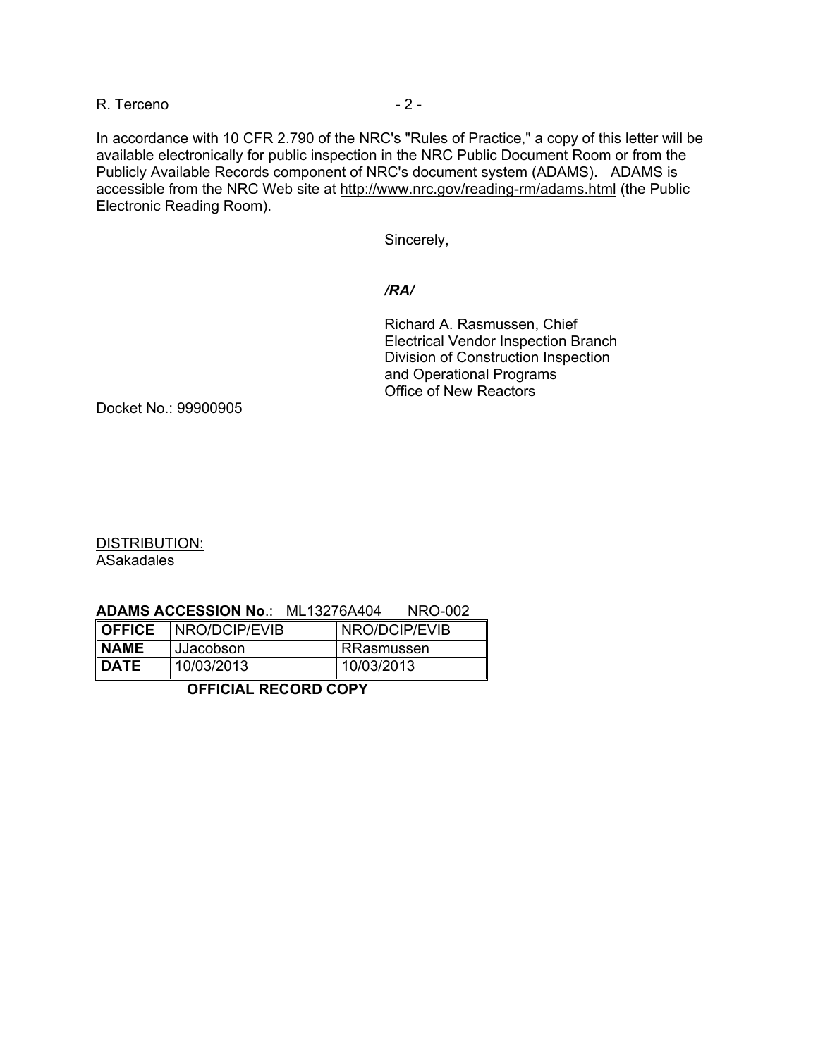In accordance with 10 CFR 2.790 of the NRC's "Rules of Practice," a copy of this letter will be available electronically for public inspection in the NRC Public Document Room or from the Publicly Available Records component of NRC's document system (ADAMS). ADAMS is accessible from the NRC Web site at http://www.nrc.gov/reading-rm/adams.html (the Public Electronic Reading Room).

Sincerely,

*/RA/*

Richard A. Rasmussen, Chief
Electrical Vendor Inspection Branch
Division of Construction Inspection
and Operational Programs
Office of New Reactors

Docket No.: 99900905

DISTRIBUTION:
ASakadales

**ADAMS ACCESSION No**.: ML13276A404 NRO-002

| **OFFICE** | NRO/DCIP/EVIB | NRO/DCIP/EVIB |
|---|---|---|
| **NAME** | JJacobson | RRasmussen |
| **DATE** | 10/03/2013 | 10/03/2013 |

**OFFICIAL RECORD COPY**